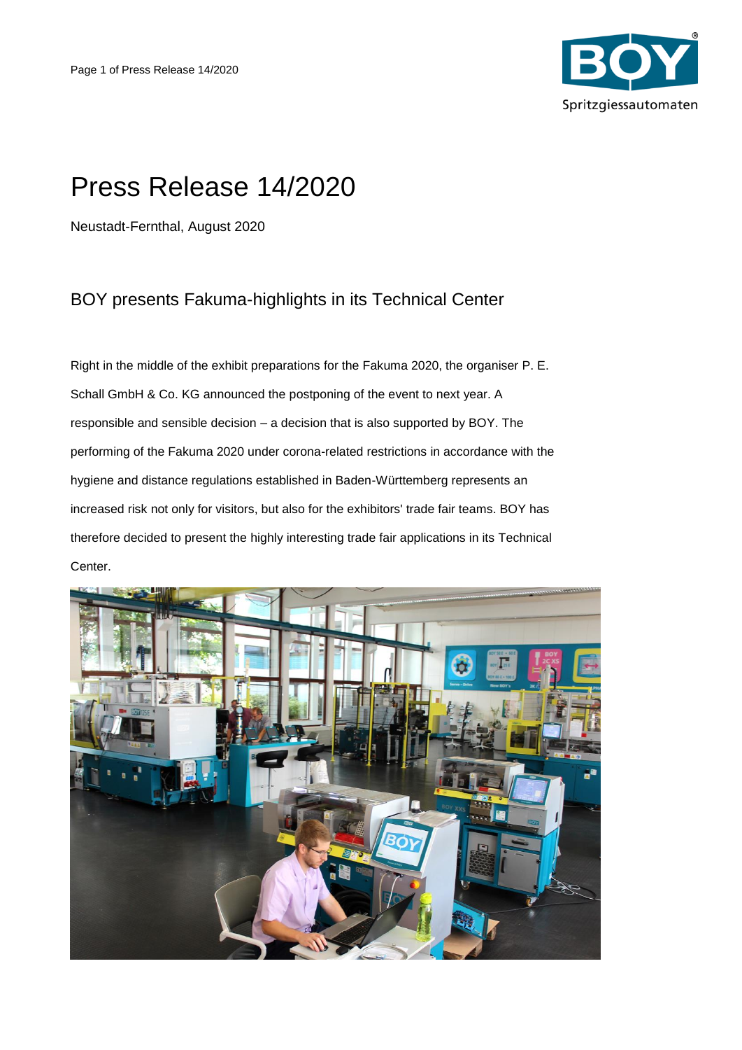# Press Release 14/2020

Neustadt-Fernthal, August 2020

## BOY presents Fakuma-highlights in its Technical Center

Right in the middle of the exhibit preparations for the Fakuma 2020, the organiser P. E. Schall GmbH & Co. KG announced the postponing of the event to next year. A responsible and sensible decision – a decision that is also supported by BOY. The performing of the Fakuma 2020 under corona-related restrictions in accordance with the hygiene and distance regulations established in Baden-Württemberg represents an increased risk not only for visitors, but also for the exhibitors' trade fair teams. BOY has therefore decided to present the highly interesting trade fair applications in its Technical Center.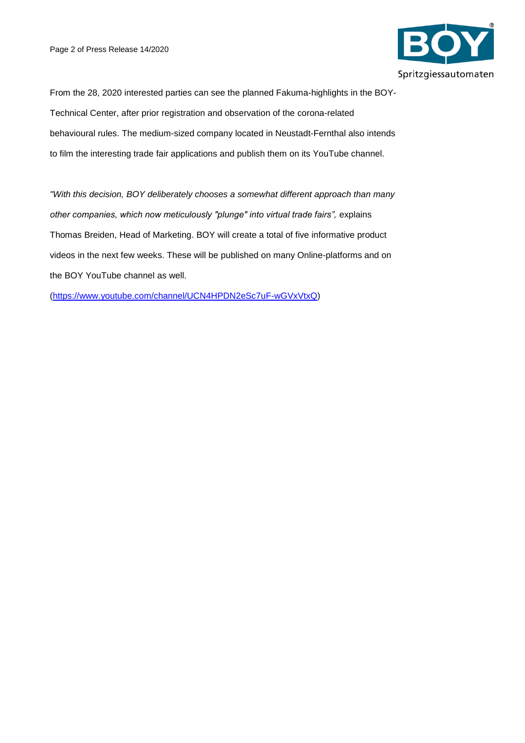From the 28, 2020 interested parties can see the planned Fakuma-highlights in the BOY-Technical Center, after prior registration and observation of the corona-related behavioural rules. The medium-sized company located in Neustadt-Fernthal also intends to film the interesting trade fair applications and publish them on its YouTube channel.

*"With this decision, BOY deliberately chooses a somewhat different approach than many other companies, which now meticulously "plunge" into virtual trade fairs",* explains Thomas Breiden, Head of Marketing. BOY will create a total of five informative product videos in the next few weeks. These will be published on many Online-platforms and on the BOY YouTube channel as well.

([https://www.youtube.com/channel/UCN4HPDN2eSc7uF-wGVxVtxQ](https://www.youtube.com/channel/UCN4HPDN2eSc7uF-wGVxVtxQ))